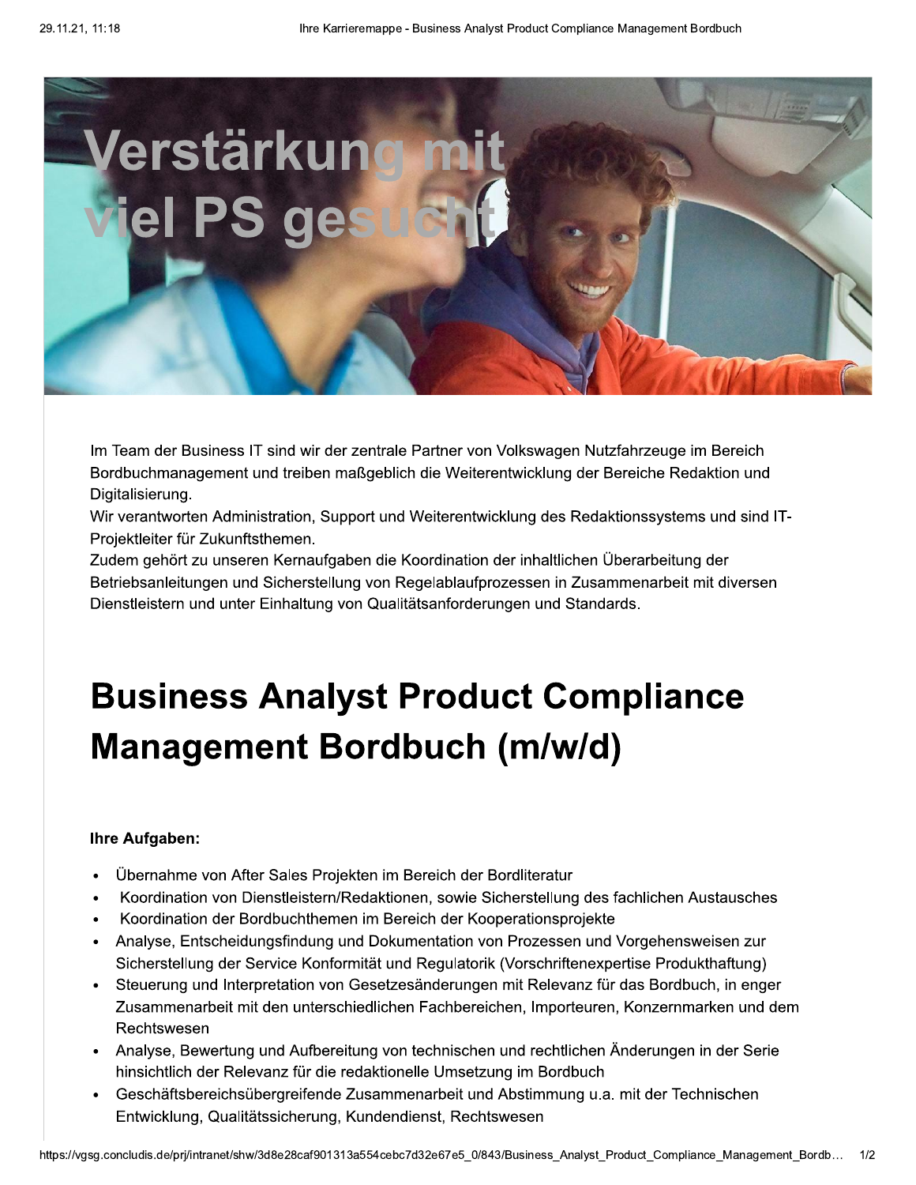Verstärkung mit viel PS gesucht

Im Team der Business IT sind wir der zentrale Partner von Volkswagen Nutzfahrzeuge im Bereich Bordbuchmanagement und treiben maßgeblich die Weiterentwicklung der Bereiche Redaktion und Digitalisierung.
Wir verantworten Administration, Support und Weiterentwicklung des Redaktionssystems und sind IT-Projektleiter für Zukunftsthemen.
Zudem gehört zu unseren Kernaufgaben die Koordination der inhaltlichen Überarbeitung der Betriebsanleitungen und Sicherstellung von Regelablaufprozessen in Zusammenarbeit mit diversen Dienstleistern und unter Einhaltung von Qualitätsanforderungen und Standards.

# Business Analyst Product Compliance Management Bordbuch (m/w/d)

**Ihre Aufgaben:**

- Übernahme von After Sales Projekten im Bereich der Bordliteratur
- Koordination von Dienstleistern/Redaktionen, sowie Sicherstellung des fachlichen Austausches
- Koordination der Bordbuchthemen im Bereich der Kooperationsprojekte
- Analyse, Entscheidungsfindung und Dokumentation von Prozessen und Vorgehensweisen zur Sicherstellung der Service Konformität und Regulatorik (Vorschriftenexpertise Produkthaftung)
- Steuerung und Interpretation von Gesetzesänderungen mit Relevanz für das Bordbuch, in enger Zusammenarbeit mit den unterschiedlichen Fachbereichen, Importeuren, Konzernmarken und dem Rechtswesen
- Analyse, Bewertung und Aufbereitung von technischen und rechtlichen Änderungen in der Serie hinsichtlich der Relevanz für die redaktionelle Umsetzung im Bordbuch
- Geschäftsbereichsübergreifende Zusammenarbeit und Abstimmung u.a. mit der Technischen Entwicklung, Qualitätssicherung, Kundendienst, Rechtswesen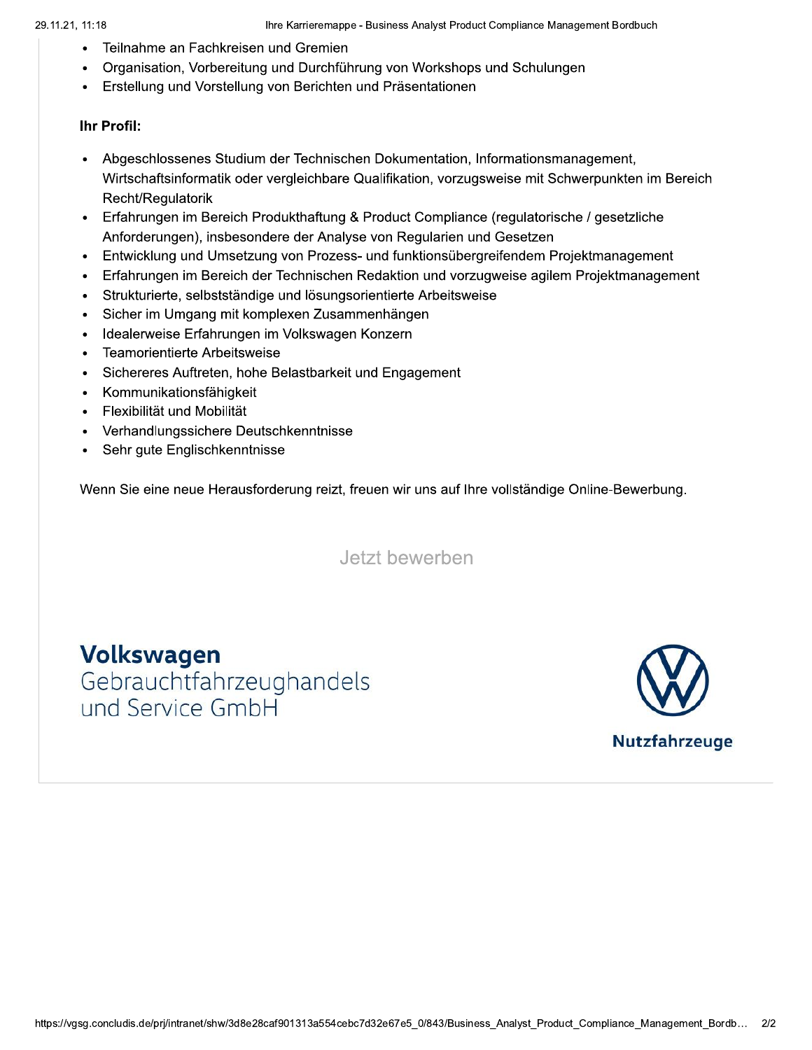- Teilnahme an Fachkreisen und Gremien
- Organisation, Vorbereitung und Durchführung von Workshops und Schulungen
- Erstellung und Vorstellung von Berichten und Präsentationen

**Ihr Profil:**

- Abgeschlossenes Studium der Technischen Dokumentation, Informationsmanagement, Wirtschaftsinformatik oder vergleichbare Qualifikation, vorzugsweise mit Schwerpunkten im Bereich Recht/Regulatorik
- Erfahrungen im Bereich Produkthaftung & Product Compliance (regulatorische / gesetzliche Anforderungen), insbesondere der Analyse von Regularien und Gesetzen
- Entwicklung und Umsetzung von Prozess- und funktionsübergreifendem Projektmanagement
- Erfahrungen im Bereich der Technischen Redaktion und vorzugweise agilem Projektmanagement
- Strukturierte, selbstständige und lösungsorientierte Arbeitsweise
- Sicher im Umgang mit komplexen Zusammenhängen
- Idealerweise Erfahrungen im Volkswagen Konzern
- Teamorientierte Arbeitsweise
- Sichereres Auftreten, hohe Belastbarkeit und Engagement
- Kommunikationsfähigkeit
- Flexibilität und Mobilität
- Verhandlungssichere Deutschkenntnisse
- Sehr gute Englischkenntnisse

Wenn Sie eine neue Herausforderung reizt, freuen wir uns auf Ihre vollständige Online-Bewerbung.

Jetzt bewerben

**Volkswagen**
Gebrauchtfahrzeughandels
und Service GmbH

**Nutzfahrzeuge**